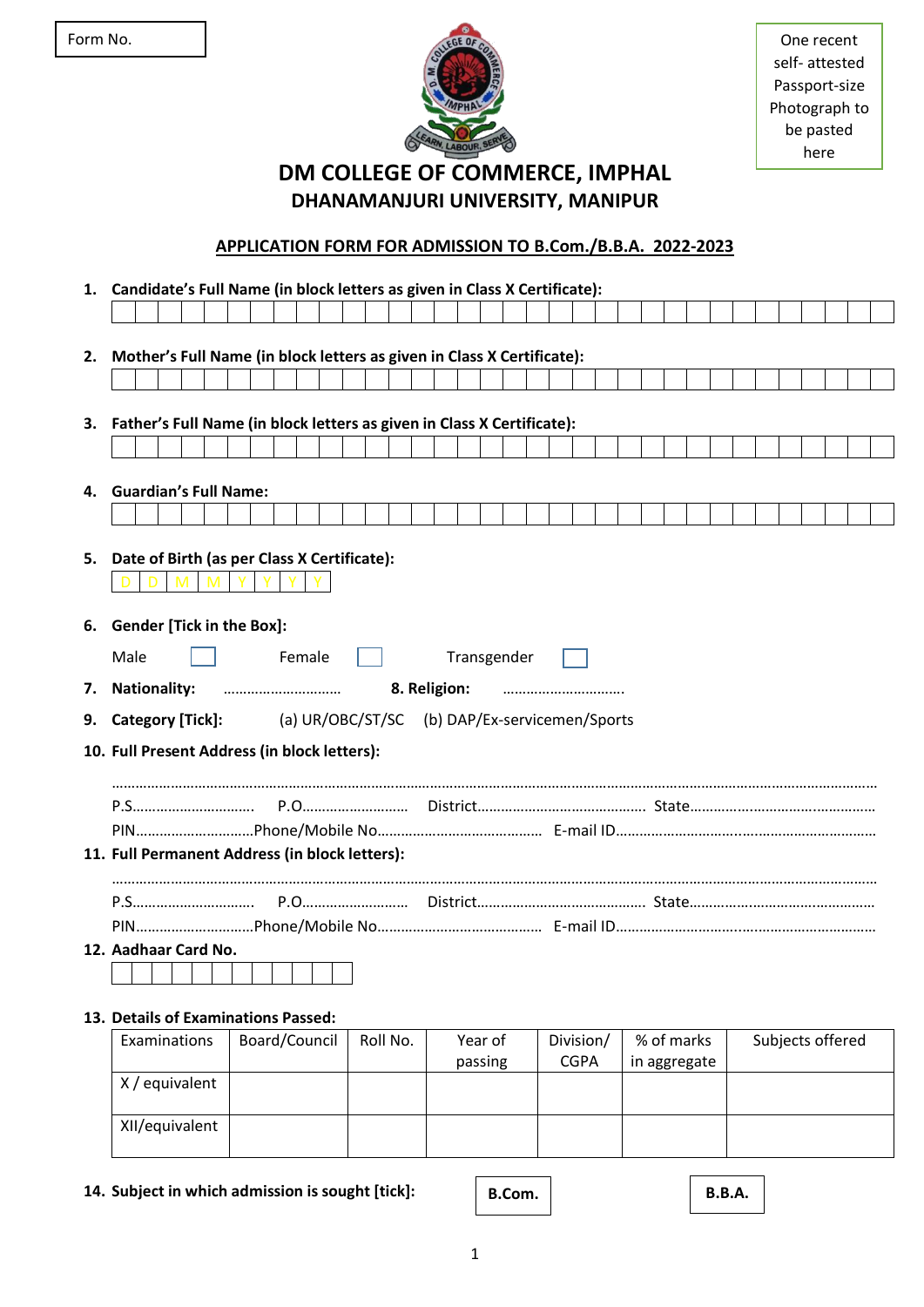Form No.

One recent self- attested Passport-size Photograph to be pasted here

# DM COLLEGE OF COMMERCE, IMPHAL

## DHANAMANJURI UNIVERSITY, MANIPUR

### APPLICATION FORM FOR ADMISSION TO B.Com./B.B.A. 2022-2023

1. **Candidate's Full Name (in block letters as given in Class X Certificate):**

2. **Mother's Full Name (in block letters as given in Class X Certificate):**

3. **Father's Full Name (in block letters as given in Class X Certificate):**

4. **Guardian's Full Name:**

5. **Date of Birth (as per Class X Certificate):**
   D D M M Y Y Y Y

6. **Gender [Tick in the Box]:**
   Male ☐ Female ☐ Transgender ☐

7. **Nationality:** ………………………… **8. Religion:** ………………………….

9. **Category [Tick]:** (a) UR/OBC/ST/SC (b) DAP/Ex-servicemen/Sports

10. **Full Present Address (in block letters):**

    …………………………………………………………………………………………………………………………………………………

    P.S………………………… P.O……………………… District…………………………………… State…………………………………………

    PIN…………………………Phone/Mobile No…………………………………… E-mail ID……………………………………………………………

11. **Full Permanent Address (in block letters):**

    …………………………………………………………………………………………………………………………………………………

    P.S………………………… P.O……………………… District…………………………………… State…………………………………………

    PIN…………………………Phone/Mobile No…………………………………… E-mail ID……………………………………………………………

12. **Aadhaar Card No.**

13. **Details of Examinations Passed:**

| Examinations | Board/Council | Roll No. | Year of passing | Division/ CGPA | % of marks in aggregate | Subjects offered |
|---|---|---|---|---|---|---|
| X / equivalent | | | | | | |
| XII/equivalent | | | | | | |

14. **Subject in which admission is sought [tick]:** **B.Com.** **B.B.A.**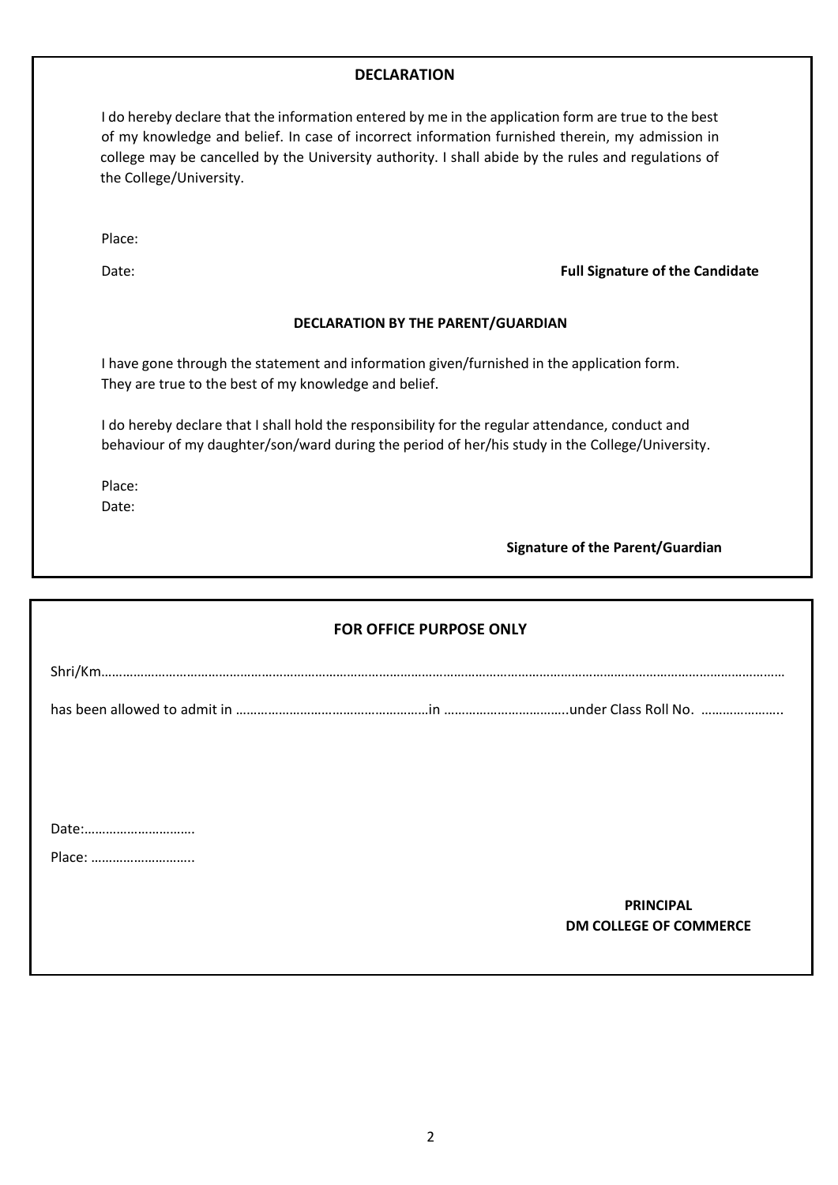## DECLARATION

I do hereby declare that the information entered by me in the application form are true to the best of my knowledge and belief. In case of incorrect information furnished therein, my admission in college may be cancelled by the University authority. I shall abide by the rules and regulations of the College/University.

Place:

Date: **Full Signature of the Candidate**

## DECLARATION BY THE PARENT/GUARDIAN

I have gone through the statement and information given/furnished in the application form. They are true to the best of my knowledge and belief.

I do hereby declare that I shall hold the responsibility for the regular attendance, conduct and behaviour of my daughter/son/ward during the period of her/his study in the College/University.

Place:

Date:

**Signature of the Parent/Guardian**

## FOR OFFICE PURPOSE ONLY

Shri/Km…………………………………………………………………………………………………………………………………………………………………

has been allowed to admit in ………………………………………………in ……………………………..under Class Roll No. …………………..

Date:…………………………

Place: ………………………..

**PRINCIPAL**
**DM COLLEGE OF COMMERCE**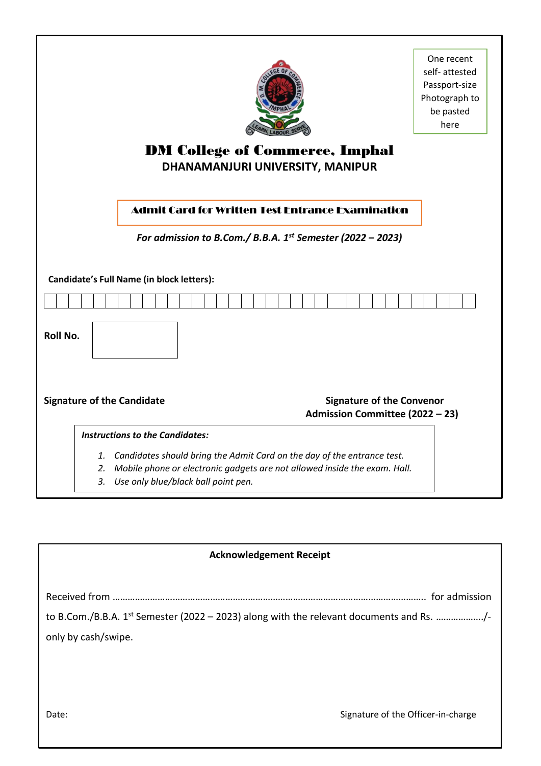One recent self- attested Passport-size Photograph to be pasted here

# DM College of Commerce, Imphal

## DHANAMANJURI UNIVERSITY, MANIPUR

### Admit Card for Written Test Entrance Examination

*For admission to B.Com./ B.B.A. 1st Semester (2022 – 2023)*

**Candidate's Full Name (in block letters):**

| | | | | | | | | | | | | | | | | | | | | | | | | | | | | | | | | | |
|---|---|---|---|---|---|---|---|---|---|---|---|---|---|---|---|---|---|---|---|---|---|---|---|---|---|---|---|---|---|---|---|---|---|

**Roll No.**

**Signature of the Candidate**

**Signature of the Convenor**
**Admission Committee (2022 – 23)**

***Instructions to the Candidates:***

1. *Candidates should bring the Admit Card on the day of the entrance test.*
2. *Mobile phone or electronic gadgets are not allowed inside the exam. Hall.*
3. *Use only blue/black ball point pen.*

---

**Acknowledgement Receipt**

Received from ………………………………………………………………………………………………………….. for admission to B.Com./B.B.A. 1st Semester (2022 – 2023) along with the relevant documents and Rs. ………………./- only by cash/swipe.

Date:

Signature of the Officer-in-charge